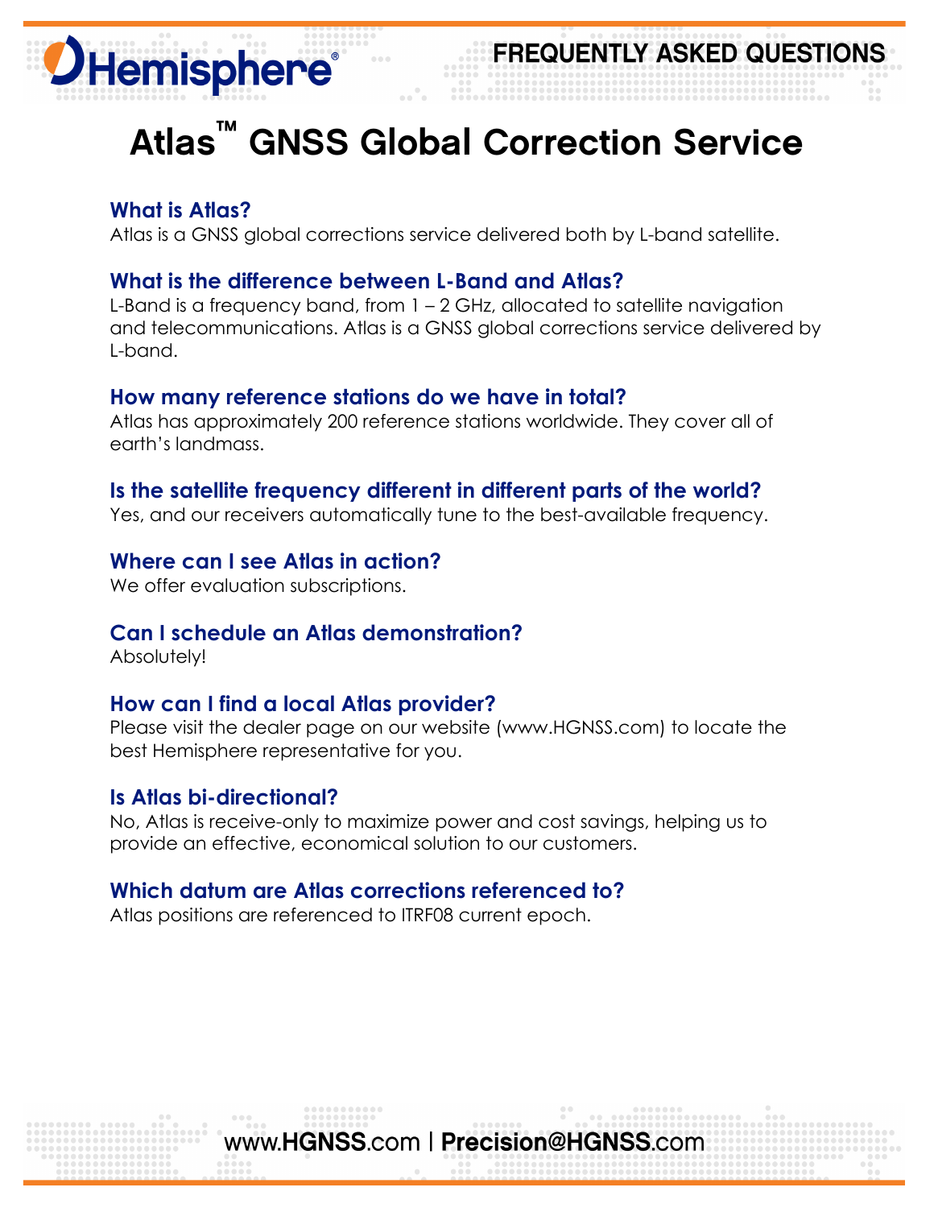# Atlas™ GNSS Global Correction Service

### What is Atlas?

Atlas is a GNSS global corrections service delivered both by L-band satellite.

### What is the difference between L-Band and Atlas?

L-Band is a frequency band, from 1 – 2 GHz, allocated to satellite navigation and telecommunications. Atlas is a GNSS global corrections service delivered by L-band.

### How many reference stations do we have in total?

Atlas has approximately 200 reference stations worldwide. They cover all of earth's landmass.

### Is the satellite frequency different in different parts of the world?

Yes, and our receivers automatically tune to the best-available frequency.

### Where can I see Atlas in action?

We offer evaluation subscriptions.

### Can I schedule an Atlas demonstration?

Absolutely!

### How can I find a local Atlas provider?

Please visit the dealer page on our website (www.HGNSS.com) to locate the best Hemisphere representative for you.

### Is Atlas bi-directional?

No, Atlas is receive-only to maximize power and cost savings, helping us to provide an effective, economical solution to our customers.

### Which datum are Atlas corrections referenced to?

Atlas positions are referenced to ITRF08 current epoch.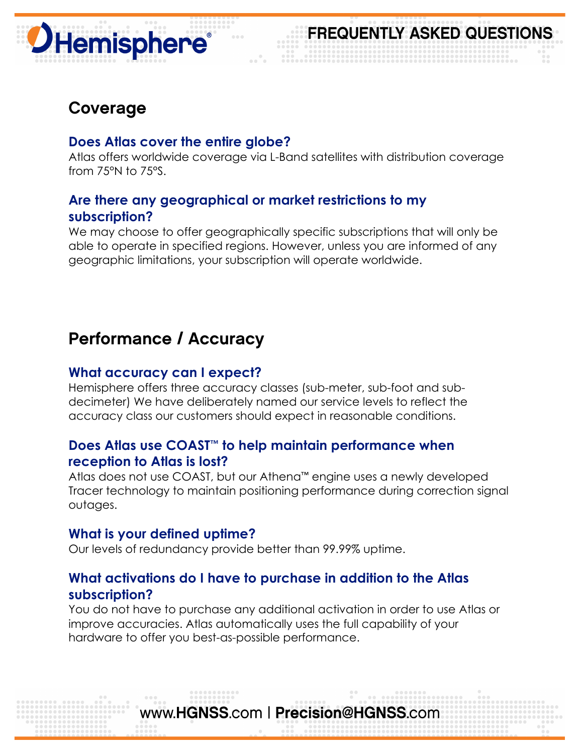## Coverage

### Does Atlas cover the entire globe?

Atlas offers worldwide coverage via L-Band satellites with distribution coverage from 75°N to 75°S.

### Are there any geographical or market restrictions to my subscription?

We may choose to offer geographically specific subscriptions that will only be able to operate in specified regions. However, unless you are informed of any geographic limitations, your subscription will operate worldwide.

## Performance / Accuracy

### What accuracy can I expect?

Hemisphere offers three accuracy classes (sub-meter, sub-foot and sub-decimeter) We have deliberately named our service levels to reflect the accuracy class our customers should expect in reasonable conditions.

### Does Atlas use COAST™ to help maintain performance when reception to Atlas is lost?

Atlas does not use COAST, but our Athena™ engine uses a newly developed Tracer technology to maintain positioning performance during correction signal outages.

### What is your defined uptime?

Our levels of redundancy provide better than 99.99% uptime.

### What activations do I have to purchase in addition to the Atlas subscription?

You do not have to purchase any additional activation in order to use Atlas or improve accuracies. Atlas automatically uses the full capability of your hardware to offer you best-as-possible performance.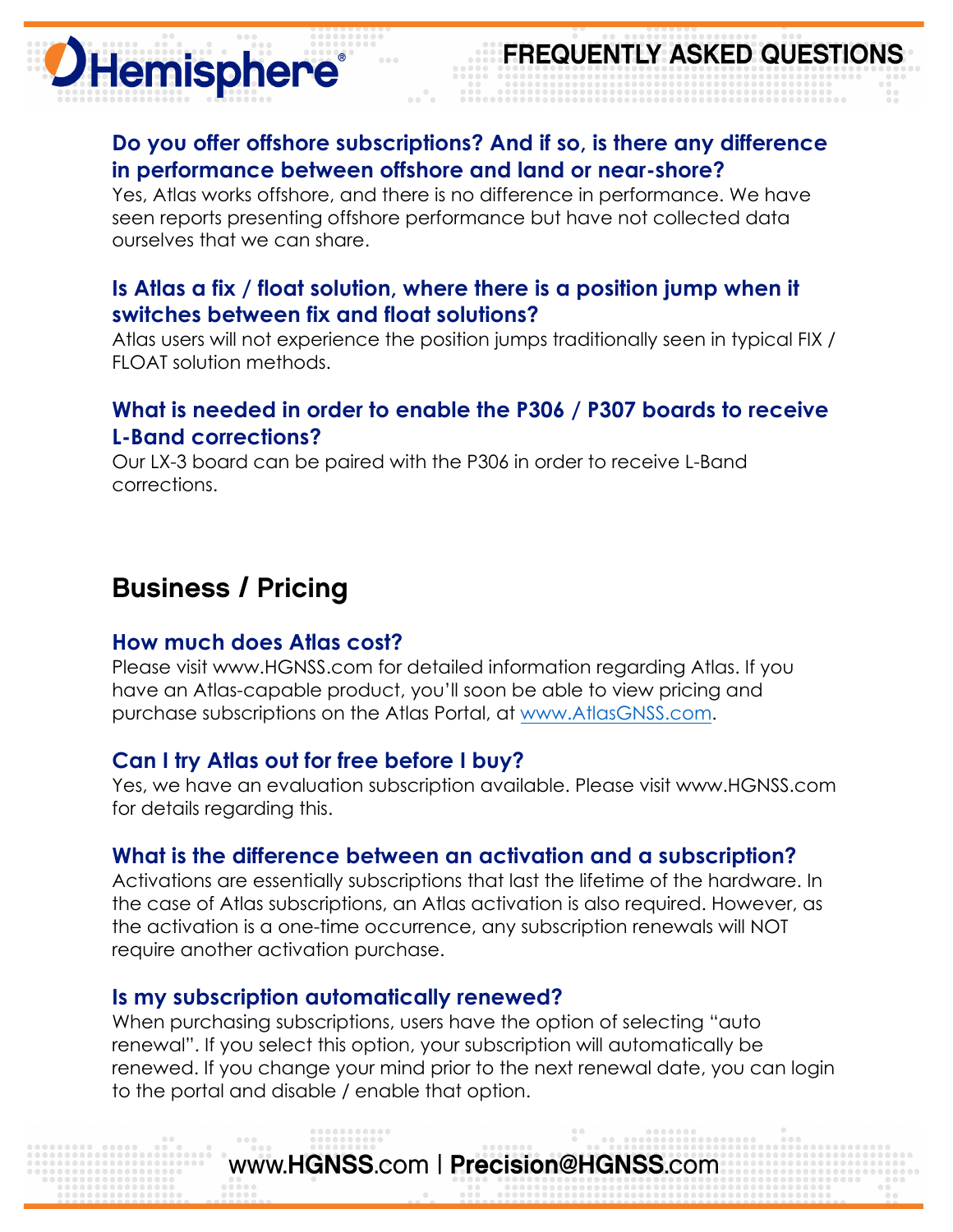### Do you offer offshore subscriptions? And if so, is there any difference in performance between offshore and land or near-shore?

Yes, Atlas works offshore, and there is no difference in performance. We have seen reports presenting offshore performance but have not collected data ourselves that we can share.

### Is Atlas a fix / float solution, where there is a position jump when it switches between fix and float solutions?

Atlas users will not experience the position jumps traditionally seen in typical FIX / FLOAT solution methods.

### What is needed in order to enable the P306 / P307 boards to receive L-Band corrections?

Our LX-3 board can be paired with the P306 in order to receive L-Band corrections.

## Business / Pricing

### How much does Atlas cost?

Please visit www.HGNSS.com for detailed information regarding Atlas. If you have an Atlas-capable product, you'll soon be able to view pricing and purchase subscriptions on the Atlas Portal, at [www.AtlasGNSS.com](http://www.AtlasGNSS.com).

### Can I try Atlas out for free before I buy?

Yes, we have an evaluation subscription available. Please visit www.HGNSS.com for details regarding this.

### What is the difference between an activation and a subscription?

Activations are essentially subscriptions that last the lifetime of the hardware. In the case of Atlas subscriptions, an Atlas activation is also required. However, as the activation is a one-time occurrence, any subscription renewals will NOT require another activation purchase.

### Is my subscription automatically renewed?

When purchasing subscriptions, users have the option of selecting "auto renewal". If you select this option, your subscription will automatically be renewed. If you change your mind prior to the next renewal date, you can login to the portal and disable / enable that option.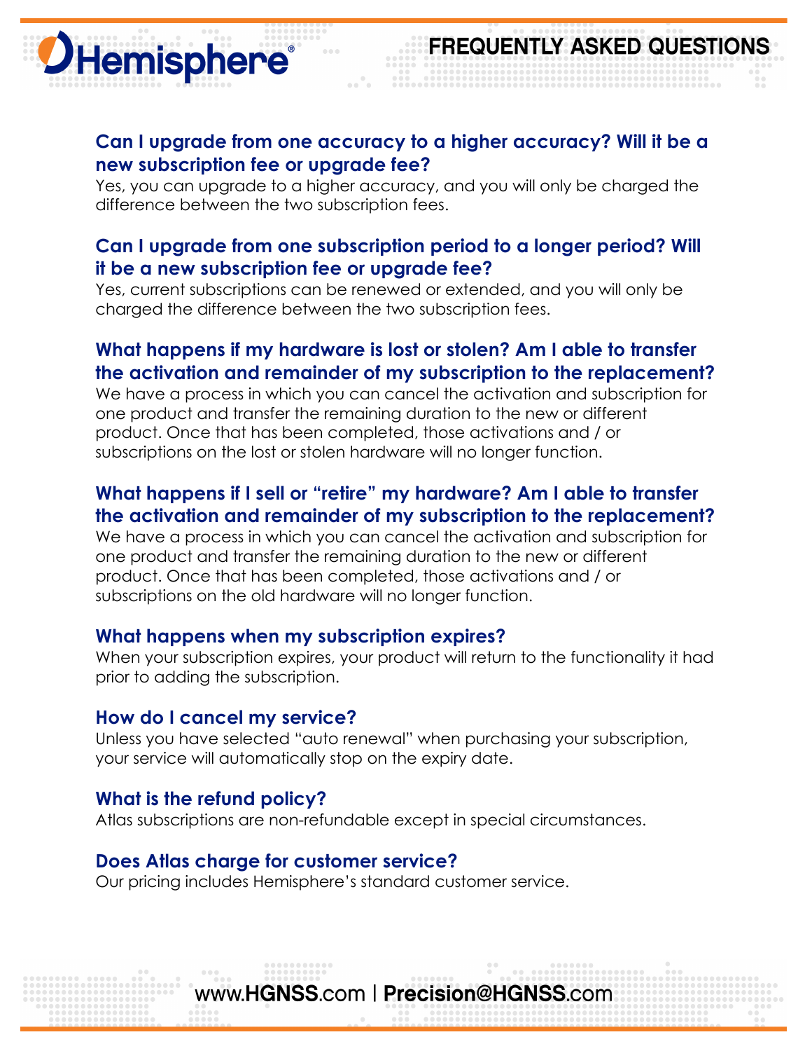### Can I upgrade from one accuracy to a higher accuracy? Will it be a new subscription fee or upgrade fee?

Yes, you can upgrade to a higher accuracy, and you will only be charged the difference between the two subscription fees.

### Can I upgrade from one subscription period to a longer period? Will it be a new subscription fee or upgrade fee?

Yes, current subscriptions can be renewed or extended, and you will only be charged the difference between the two subscription fees.

### What happens if my hardware is lost or stolen? Am I able to transfer the activation and remainder of my subscription to the replacement?

We have a process in which you can cancel the activation and subscription for one product and transfer the remaining duration to the new or different product. Once that has been completed, those activations and / or subscriptions on the lost or stolen hardware will no longer function.

### What happens if I sell or "retire" my hardware? Am I able to transfer the activation and remainder of my subscription to the replacement?

We have a process in which you can cancel the activation and subscription for one product and transfer the remaining duration to the new or different product. Once that has been completed, those activations and / or subscriptions on the old hardware will no longer function.

### What happens when my subscription expires?

When your subscription expires, your product will return to the functionality it had prior to adding the subscription.

### How do I cancel my service?

Unless you have selected "auto renewal" when purchasing your subscription, your service will automatically stop on the expiry date.

### What is the refund policy?

Atlas subscriptions are non-refundable except in special circumstances.

### Does Atlas charge for customer service?

Our pricing includes Hemisphere's standard customer service.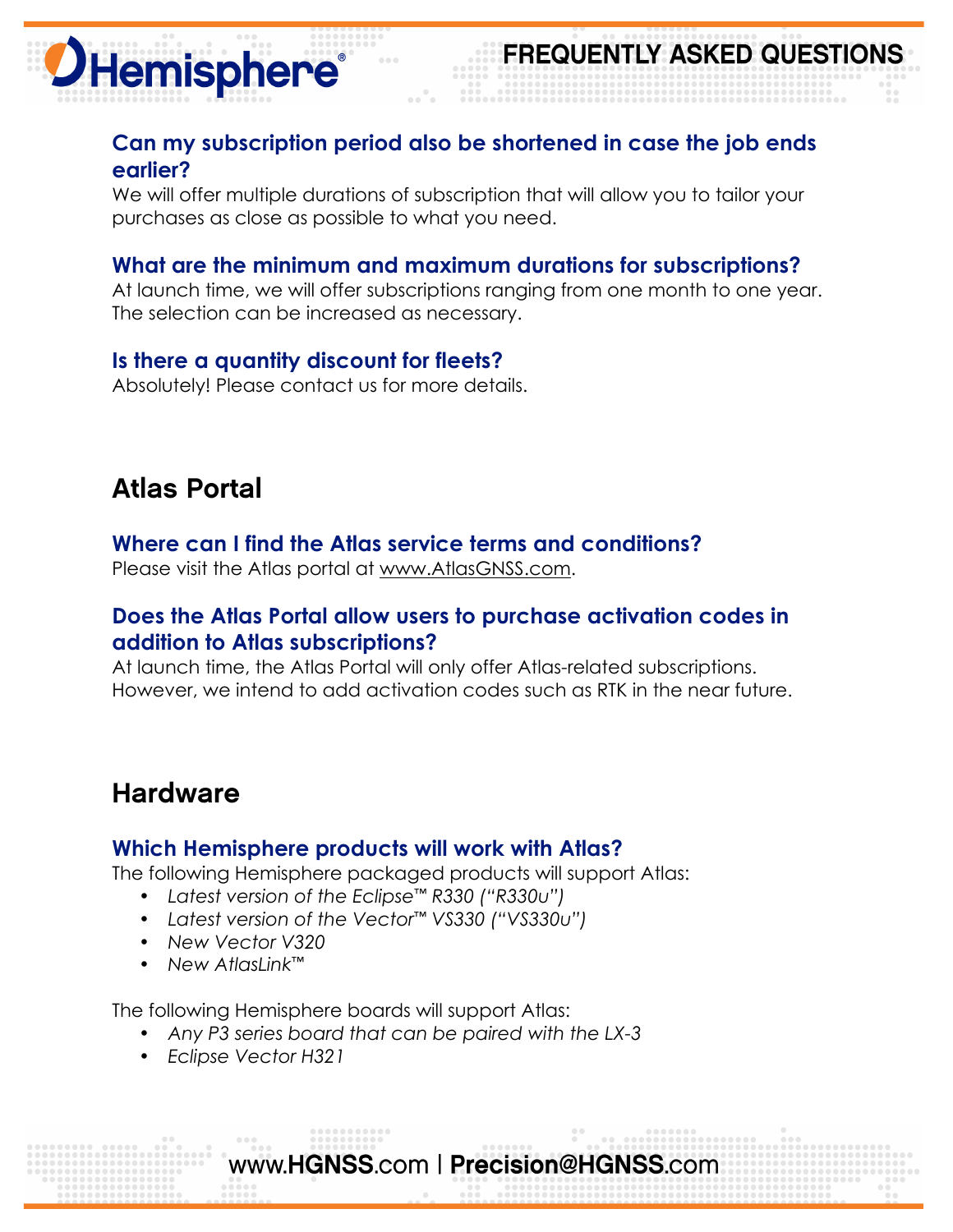### Can my subscription period also be shortened in case the job ends earlier?

We will offer multiple durations of subscription that will allow you to tailor your purchases as close as possible to what you need.

### What are the minimum and maximum durations for subscriptions?

At launch time, we will offer subscriptions ranging from one month to one year. The selection can be increased as necessary.

### Is there a quantity discount for fleets?

Absolutely! Please contact us for more details.

## Atlas Portal

### Where can I find the Atlas service terms and conditions?

Please visit the Atlas portal at www.AtlasGNSS.com.

### Does the Atlas Portal allow users to purchase activation codes in addition to Atlas subscriptions?

At launch time, the Atlas Portal will only offer Atlas-related subscriptions. However, we intend to add activation codes such as RTK in the near future.

## Hardware

### Which Hemisphere products will work with Atlas?

The following Hemisphere packaged products will support Atlas:

- *Latest version of the Eclipse™ R330 ("R330u")*
- *Latest version of the Vector™ VS330 ("VS330u")*
- *New Vector V320*
- *New AtlasLink™*

The following Hemisphere boards will support Atlas:

- *Any P3 series board that can be paired with the LX-3*
- *Eclipse Vector H321*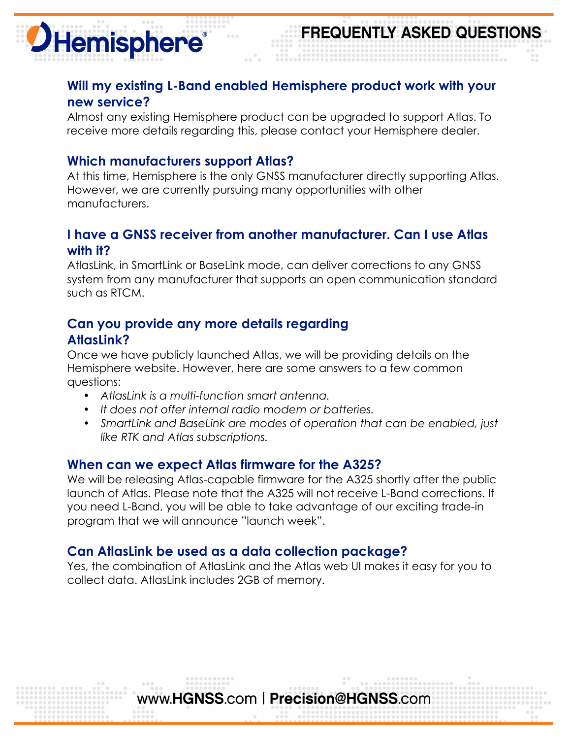### Will my existing L-Band enabled Hemisphere product work with your new service?

Almost any existing Hemisphere product can be upgraded to support Atlas. To receive more details regarding this, please contact your Hemisphere dealer.

### Which manufacturers support Atlas?

At this time, Hemisphere is the only GNSS manufacturer directly supporting Atlas. However, we are currently pursuing many opportunities with other manufacturers.

### I have a GNSS receiver from another manufacturer. Can I use Atlas with it?

AtlasLink, in SmartLink or BaseLink mode, can deliver corrections to any GNSS system from any manufacturer that supports an open communication standard such as RTCM.

### Can you provide any more details regarding AtlasLink?

Once we have publicly launched Atlas, we will be providing details on the Hemisphere website. However, here are some answers to a few common questions:

- *AtlasLink is a multi-function smart antenna.*
- *It does not offer internal radio modem or batteries.*
- *SmartLink and BaseLink are modes of operation that can be enabled, just like RTK and Atlas subscriptions.*

### When can we expect Atlas firmware for the A325?

We will be releasing Atlas-capable firmware for the A325 shortly after the public launch of Atlas. Please note that the A325 will not receive L-Band corrections. If you need L-Band, you will be able to take advantage of our exciting trade-in program that we will announce "launch week".

### Can AtlasLink be used as a data collection package?

Yes, the combination of AtlasLink and the Atlas web UI makes it easy for you to collect data. AtlasLink includes 2GB of memory.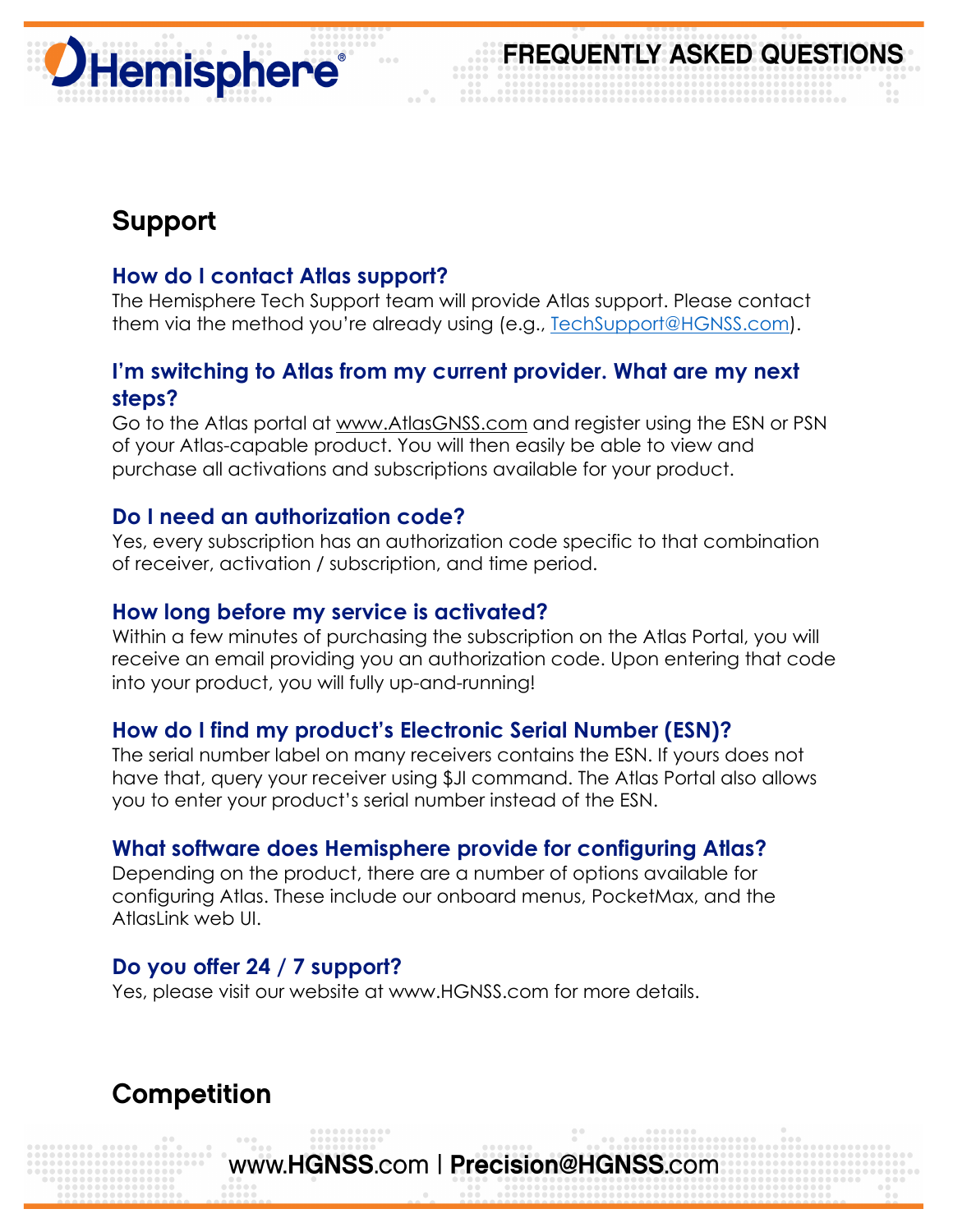## Support

### How do I contact Atlas support?

The Hemisphere Tech Support team will provide Atlas support. Please contact them via the method you're already using (e.g., TechSupport@HGNSS.com).

### I'm switching to Atlas from my current provider. What are my next steps?

Go to the Atlas portal at www.AtlasGNSS.com and register using the ESN or PSN of your Atlas-capable product. You will then easily be able to view and purchase all activations and subscriptions available for your product.

### Do I need an authorization code?

Yes, every subscription has an authorization code specific to that combination of receiver, activation / subscription, and time period.

### How long before my service is activated?

Within a few minutes of purchasing the subscription on the Atlas Portal, you will receive an email providing you an authorization code. Upon entering that code into your product, you will fully up-and-running!

### How do I find my product's Electronic Serial Number (ESN)?

The serial number label on many receivers contains the ESN. If yours does not have that, query your receiver using $JI command. The Atlas Portal also allows you to enter your product's serial number instead of the ESN.

### What software does Hemisphere provide for configuring Atlas?

Depending on the product, there are a number of options available for configuring Atlas. These include our onboard menus, PocketMax, and the AtlasLink web UI.

### Do you offer 24 / 7 support?

Yes, please visit our website at www.HGNSS.com for more details.

## Competition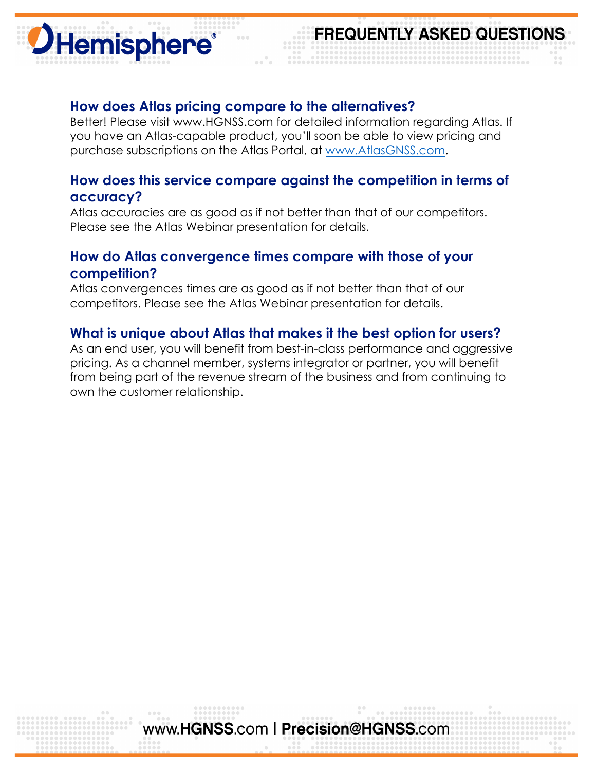### How does Atlas pricing compare to the alternatives?

Better! Please visit www.HGNSS.com for detailed information regarding Atlas. If you have an Atlas-capable product, you'll soon be able to view pricing and purchase subscriptions on the Atlas Portal, at [www.AtlasGNSS.com](http://www.AtlasGNSS.com).

### How does this service compare against the competition in terms of accuracy?

Atlas accuracies are as good as if not better than that of our competitors. Please see the Atlas Webinar presentation for details.

### How do Atlas convergence times compare with those of your competition?

Atlas convergences times are as good as if not better than that of our competitors. Please see the Atlas Webinar presentation for details.

### What is unique about Atlas that makes it the best option for users?

As an end user, you will benefit from best-in-class performance and aggressive pricing. As a channel member, systems integrator or partner, you will benefit from being part of the revenue stream of the business and from continuing to own the customer relationship.